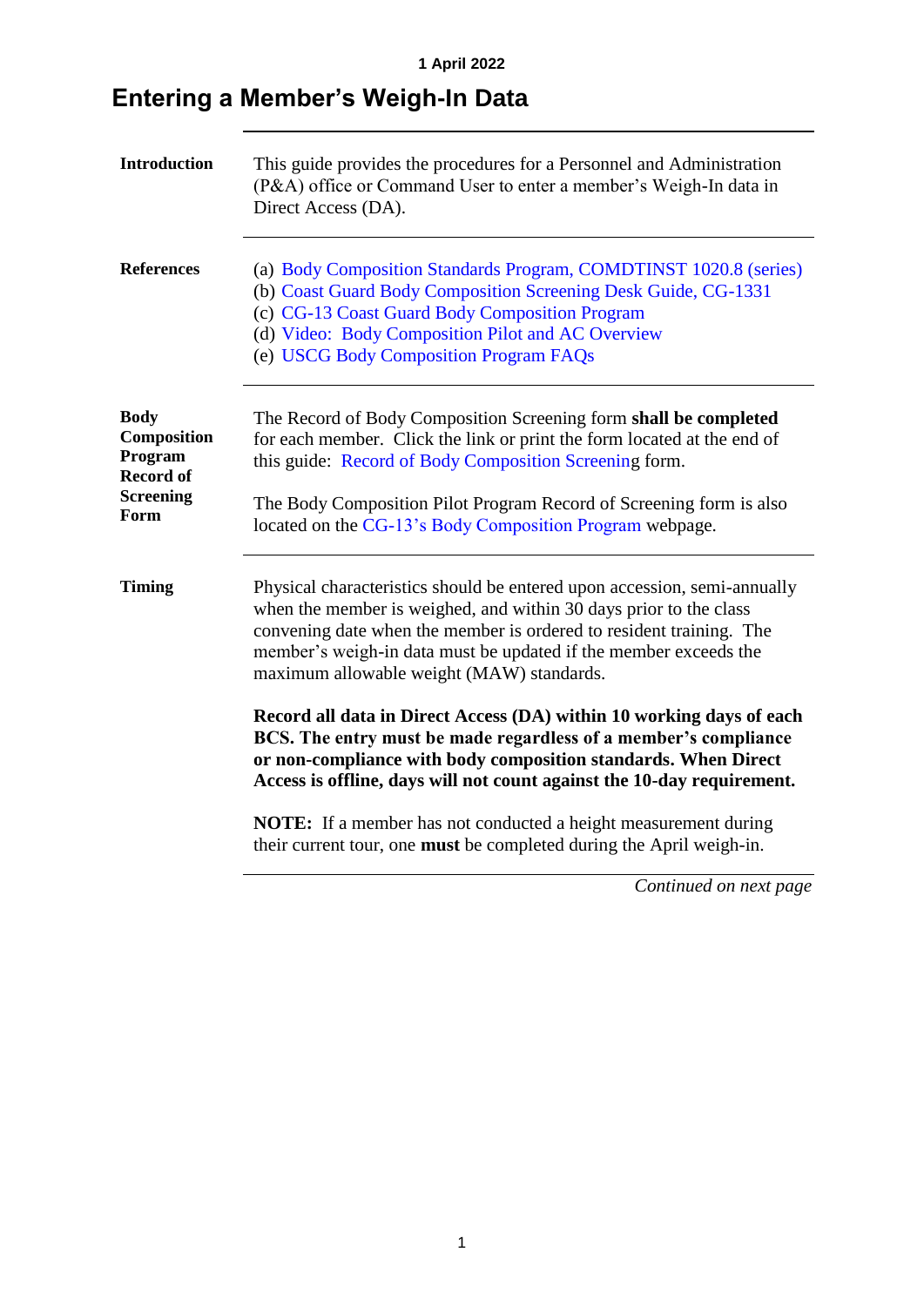1 April 2022

# Entering a Member's Weigh-In Data

**Introduction**

This guide provides the procedures for a Personnel and Administration (P&A) office or Command User to enter a member's Weigh-In data in Direct Access (DA).

**References**

(a) Body Composition Standards Program, COMDTINST 1020.8 (series)
(b) Coast Guard Body Composition Screening Desk Guide, CG-1331
(c) CG-13 Coast Guard Body Composition Program
(d) Video: Body Composition Pilot and AC Overview
(e) USCG Body Composition Program FAQs

**Body Composition Program Record of Screening Form**

The Record of Body Composition Screening form **shall be completed** for each member. Click the link or print the form located at the end of this guide: Record of Body Composition Screening form.

The Body Composition Pilot Program Record of Screening form is also located on the CG-13's Body Composition Program webpage.

**Timing**

Physical characteristics should be entered upon accession, semi-annually when the member is weighed, and within 30 days prior to the class convening date when the member is ordered to resident training. The member's weigh-in data must be updated if the member exceeds the maximum allowable weight (MAW) standards.

**Record all data in Direct Access (DA) within 10 working days of each BCS. The entry must be made regardless of a member's compliance or non-compliance with body composition standards. When Direct Access is offline, days will not count against the 10-day requirement.**

**NOTE:** If a member has not conducted a height measurement during their current tour, one **must** be completed during the April weigh-in.

*Continued on next page*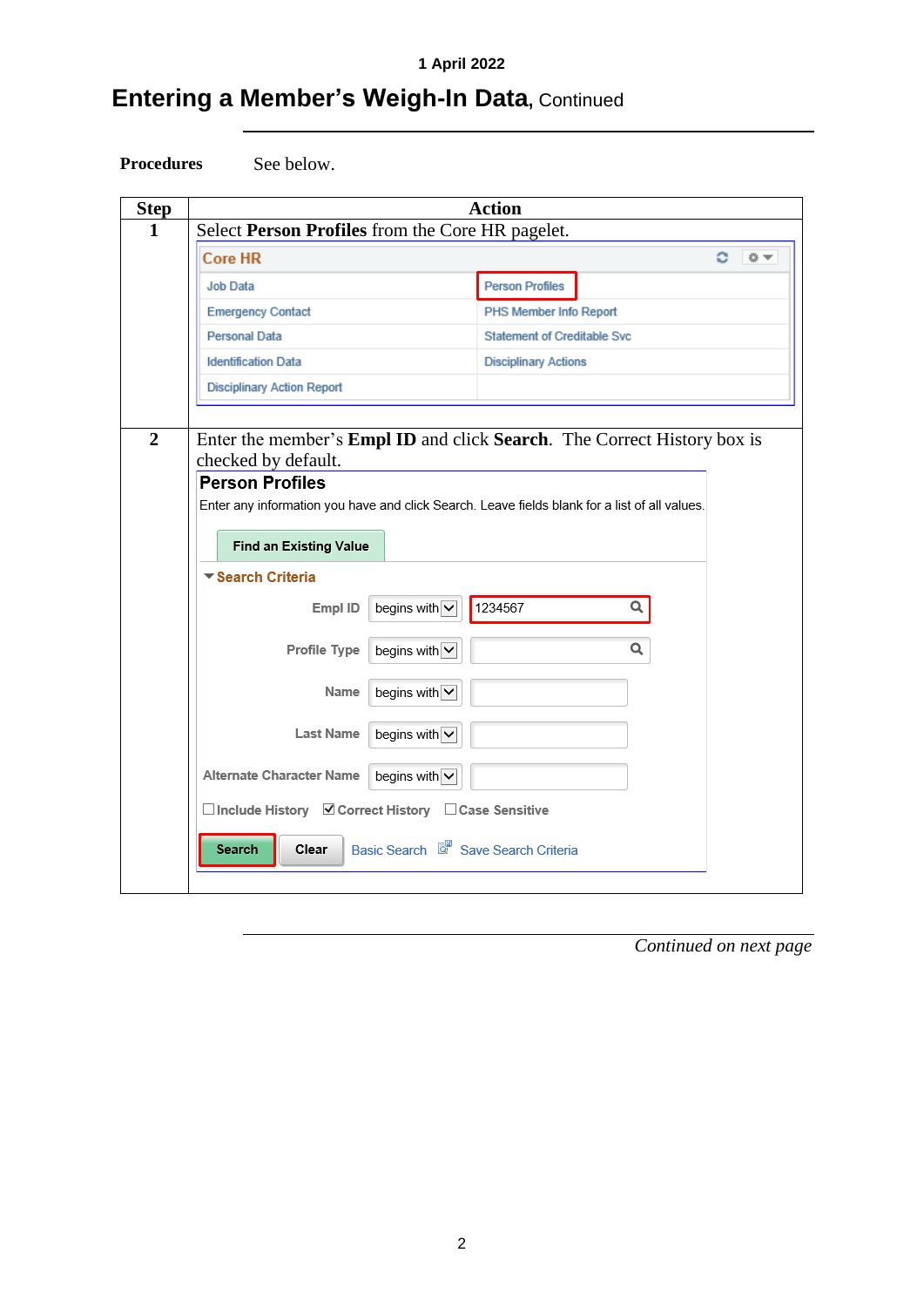1 April 2022

## Entering a Member's Weigh-In Data, Continued

**Procedures** See below.

| Step | Action |
|---|---|
| 1 | Select **Person Profiles** from the Core HR pagelet. |
| 2 | Enter the member's **Empl ID** and click **Search**. The Correct History box is checked by default. |

*Continued on next page*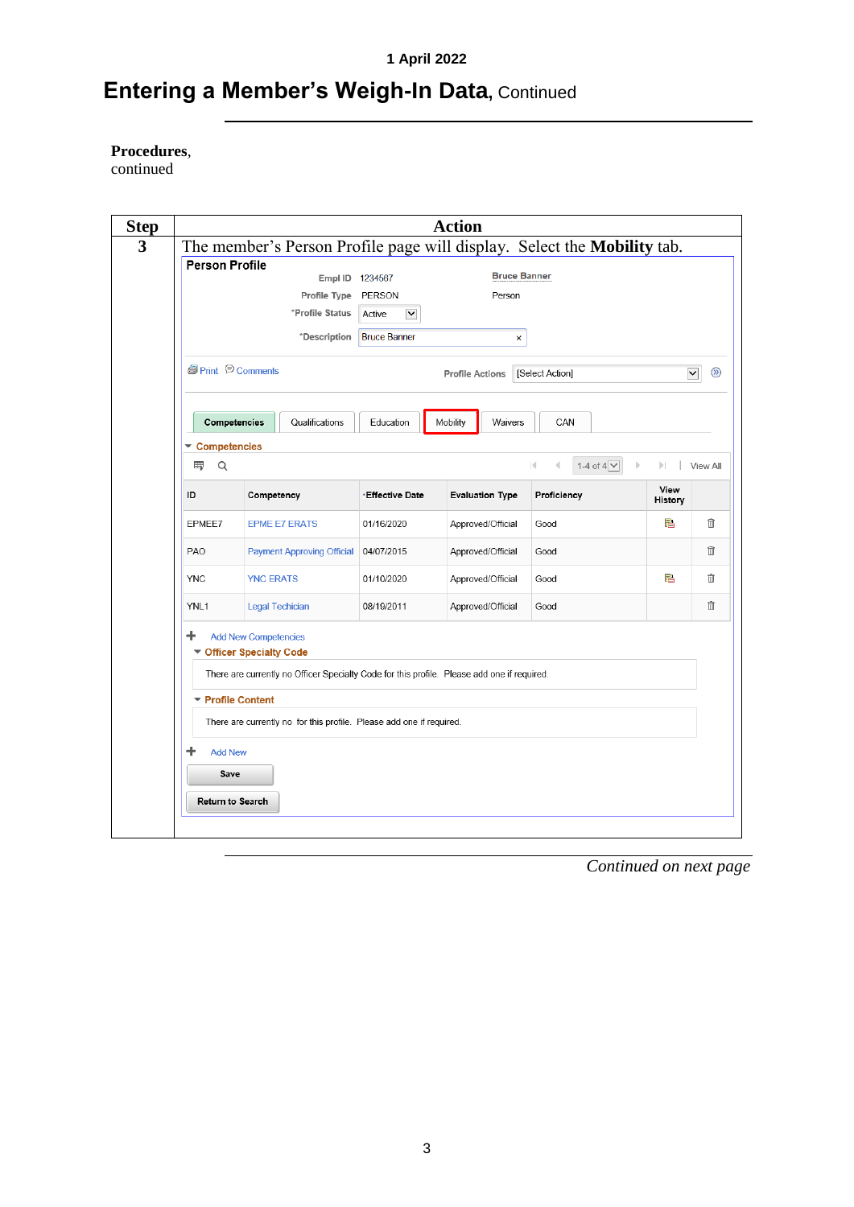## Entering a Member's Weigh-In Data, Continued

**Procedures**, continued

| Step | Action |
|---|---|
| 3 | The member's Person Profile page will display. Select the **Mobility** tab. |

**Person Profile**

Empl ID 1234567 — Bruce Banner

Profile Type PERSON — Person

*Profile Status Active

*Description Bruce Banner

Print | Comments | Profile Actions [Select Action]

Competencies | Qualifications | Education | Mobility | Waivers | CAN

Competencies

1-4 of 4 | View All

| ID | Competency | *Effective Date | Evaluation Type | Proficiency | View History |
|---|---|---|---|---|---|
| EPMEE7 | EPME E7 ERATS | 01/16/2020 | Approved/Official | Good | |
| PAO | Payment Approving Official | 04/07/2015 | Approved/Official | Good | |
| YNC | YNC ERATS | 01/10/2020 | Approved/Official | Good | |
| YNL1 | Legal Techician | 08/19/2011 | Approved/Official | Good | |

Add New Competencies

Officer Specialty Code

There are currently no Officer Specialty Code for this profile. Please add one if required.

Profile Content

There are currently no for this profile. Please add one if required.

Add New

Save

Return to Search

*Continued on next page*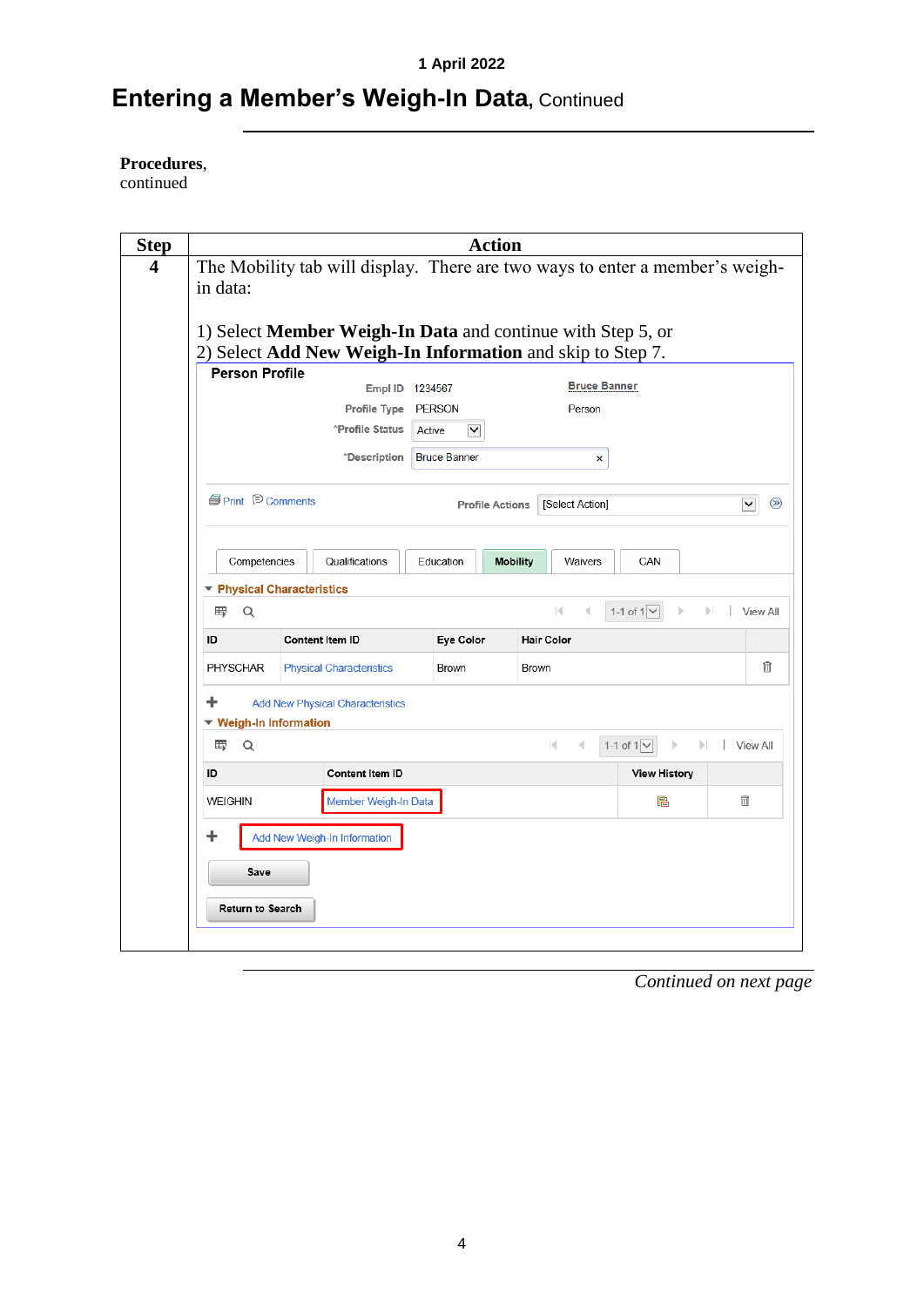## Entering a Member's Weigh-In Data, Continued

**Procedures**, continued

| Step | Action |
|---|---|
| 4 | The Mobility tab will display. There are two ways to enter a member's weigh-in data:<br><br>1) Select **Member Weigh-In Data** and continue with Step 5, or<br>2) Select **Add New Weigh-In Information** and skip to Step 7. |

*Continued on next page*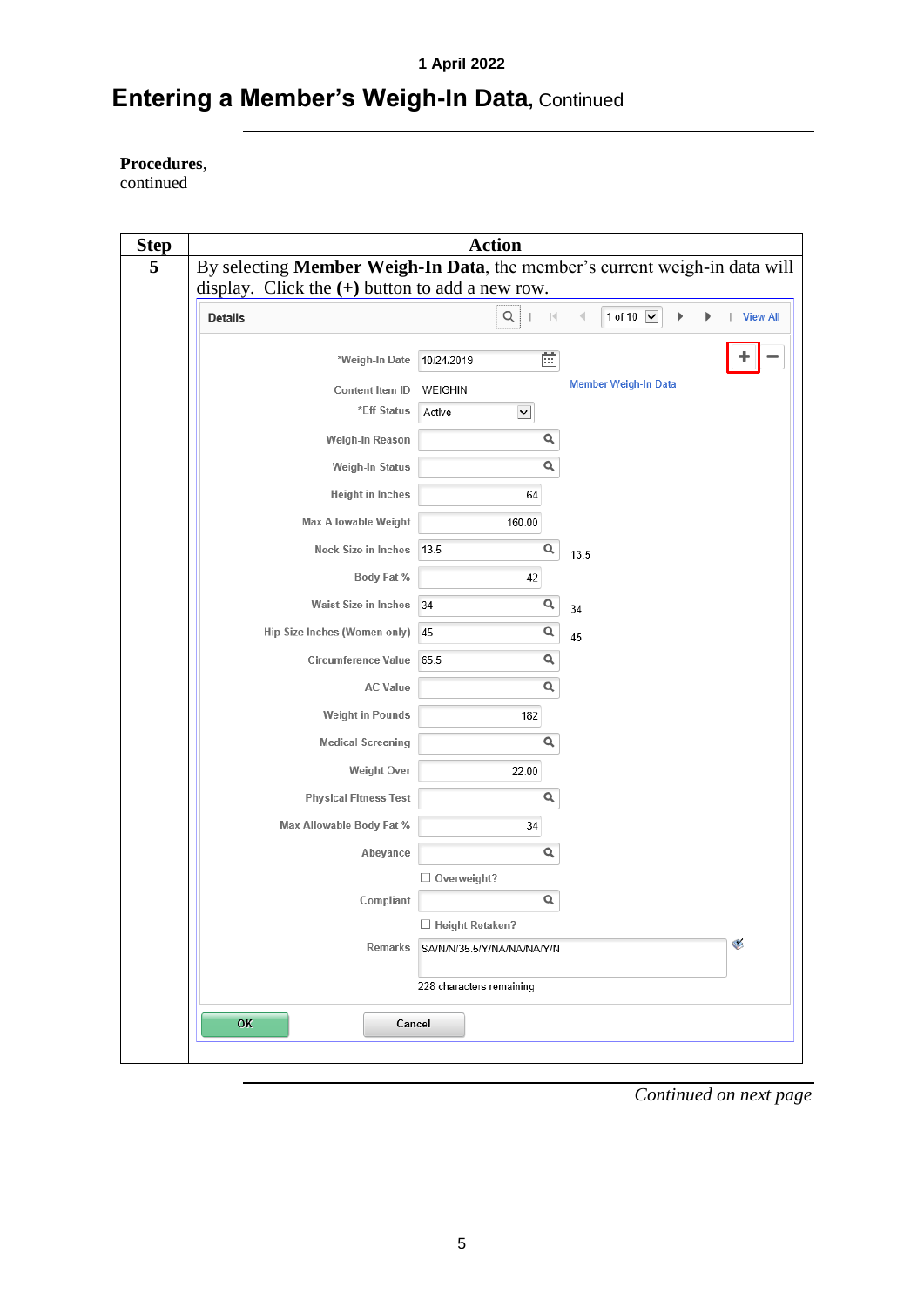## Entering a Member's Weigh-In Data, Continued

**Procedures**, continued

| Step | Action |
|---|---|
| 5 | By selecting **Member Weigh-In Data**, the member's current weigh-in data will display. Click the **(+)** button to add a new row. |

Details — 1 of 10 — View All

Member Weigh-In Data

| Field | Value | |
|---|---|---|
| *Weigh-In Date | 10/24/2019 | |
| Content Item ID | WEIGHIN | |
| *Eff Status | Active | |
| Weigh-In Reason | | |
| Weigh-In Status | | |
| Height in Inches | 64 | |
| Max Allowable Weight | 160.00 | |
| Neck Size in Inches | 13.5 | 13.5 |
| Body Fat % | 42 | |
| Waist Size in Inches | 34 | 34 |
| Hip Size Inches (Women only) | 45 | 45 |
| Circumference Value | 65.5 | |
| AC Value | | |
| Weight in Pounds | 182 | |
| Medical Screening | | |
| Weight Over | 22.00 | |
| Physical Fitness Test | | |
| Max Allowable Body Fat % | 34 | |
| Abeyance | | |
| Overweight? | ☐ | |
| Compliant | | |
| Height Retaken? | ☐ | |
| Remarks | SA/N/N/35.5/Y/NA/NA/NA/Y/N | |

228 characters remaining

OK Cancel

*Continued on next page*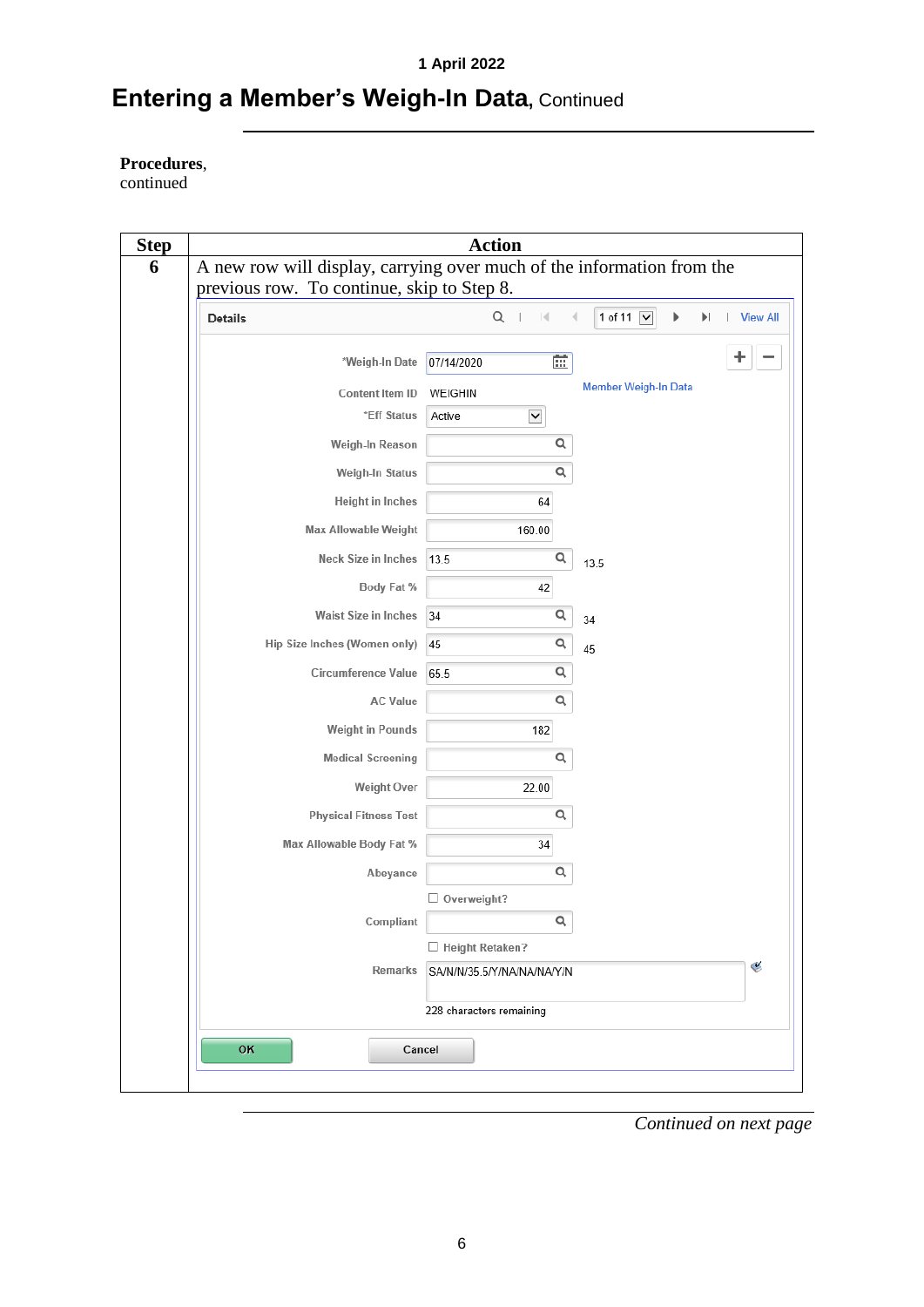# Entering a Member's Weigh-In Data, Continued

**Procedures**, continued

| Step | Action |
|---|---|
| 6 | A new row will display, carrying over much of the information from the previous row. To continue, skip to Step 8.<br><br>**Details** — 1 of 11 — View All<br><br>*Weigh-In Date: 07/14/2020<br>Content Item ID: WEIGHIN — Member Weigh-In Data<br>*Eff Status: Active<br>Weigh-In Reason:<br>Weigh-In Status:<br>Height in Inches: 64<br>Max Allowable Weight: 160.00<br>Neck Size in Inches: 13.5 — 13.5<br>Body Fat %: 42<br>Waist Size in Inches: 34 — 34<br>Hip Size Inches (Women only): 45 — 45<br>Circumference Value: 65.5<br>AC Value:<br>Weight in Pounds: 182<br>Medical Screening:<br>Weight Over: 22.00<br>Physical Fitness Test:<br>Max Allowable Body Fat %: 34<br>Abeyance:<br>☐ Overweight?<br>Compliant:<br>☐ Height Retaken?<br>Remarks: SA/N/N/35.5/Y/NA/NA/NA/Y/N<br>228 characters remaining<br><br>OK — Cancel |

*Continued on next page*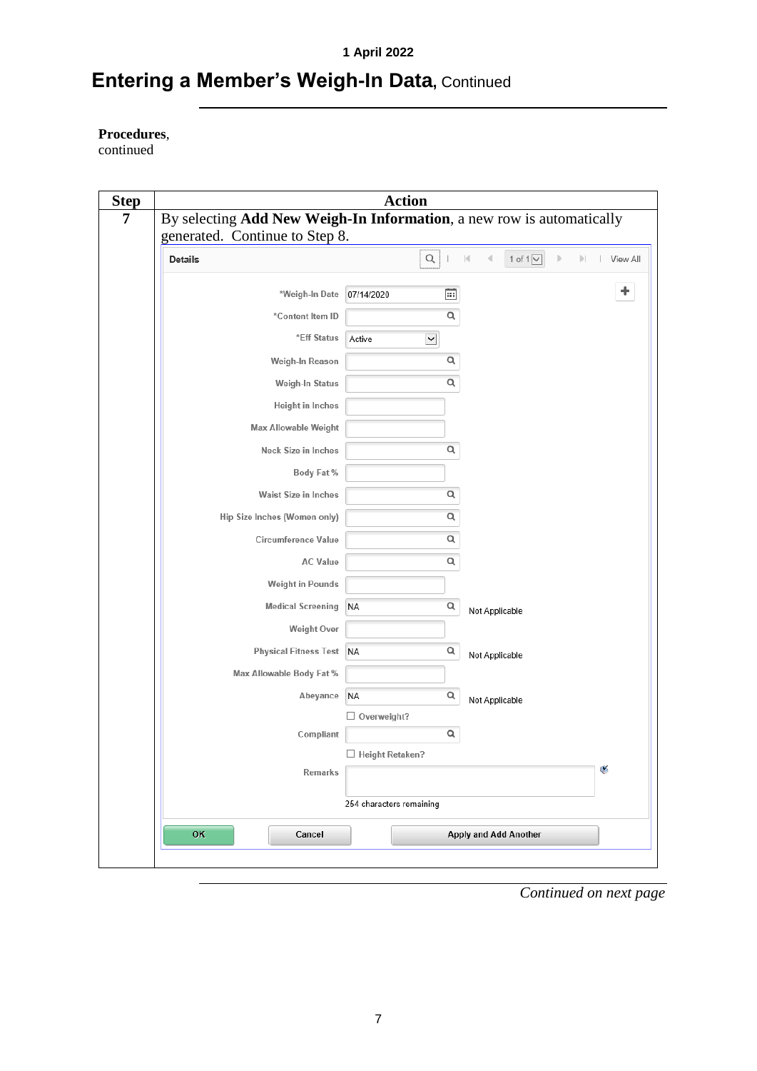# Entering a Member's Weigh-In Data, Continued

**Procedures**, continued

| Step | Action |
|---|---|
| 7 | By selecting **Add New Weigh-In Information**, a new row is automatically generated. Continue to Step 8. |

**Details** | 1 of 1 | View All

| Field | Value |
|---|---|
| *Weigh-In Date | 07/14/2020 |
| *Content Item ID | |
| *Eff Status | Active |
| Weigh-In Reason | |
| Weigh-In Status | |
| Height in Inches | |
| Max Allowable Weight | |
| Neck Size in Inches | |
| Body Fat % | |
| Waist Size in Inches | |
| Hip Size Inches (Women only) | |
| Circumference Value | |
| AC Value | |
| Weight in Pounds | |
| Medical Screening | NA — Not Applicable |
| Weight Over | |
| Physical Fitness Test | NA — Not Applicable |
| Max Allowable Body Fat % | |
| Abeyance | NA — Not Applicable |
| ☐ Overweight? | |
| Compliant | |
| ☐ Height Retaken? | |
| Remarks | 254 characters remaining |

OK | Cancel | Apply and Add Another

*Continued on next page*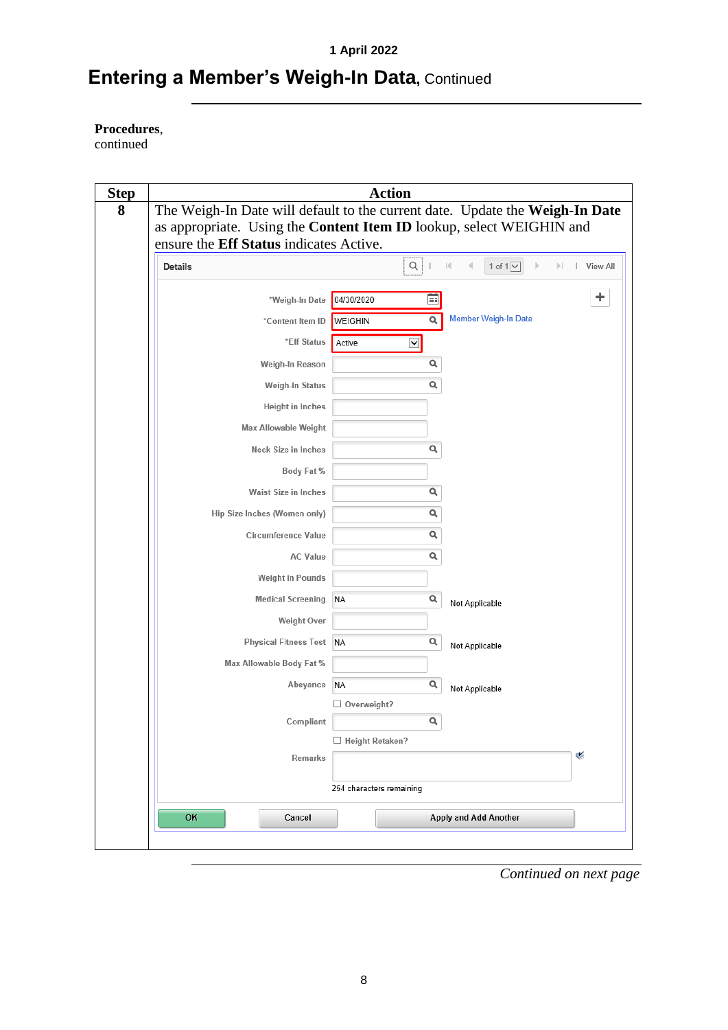1 April 2022

# Entering a Member's Weigh-In Data, Continued

**Procedures**, continued

| Step | Action |
|---|---|
| 8 | The Weigh-In Date will default to the current date. Update the **Weigh-In Date** as appropriate. Using the **Content Item ID** lookup, select WEIGHIN and ensure the **Eff Status** indicates Active. |

**Details**

| Field | Value | |
|---|---|---|
| *Weigh-In Date | 04/30/2020 | |
| *Content Item ID | WEIGHIN | Member Weigh-In Data |
| *Eff Status | Active | |
| Weigh-In Reason | | |
| Weigh-In Status | | |
| Height in Inches | | |
| Max Allowable Weight | | |
| Neck Size in Inches | | |
| Body Fat % | | |
| Waist Size in Inches | | |
| Hip Size Inches (Women only) | | |
| Circumference Value | | |
| AC Value | | |
| Weight in Pounds | | |
| Medical Screening | NA | Not Applicable |
| Weight Over | | |
| Physical Fitness Test | NA | Not Applicable |
| Max Allowable Body Fat % | | |
| Abeyance | NA | Not Applicable |
| | ☐ Overweight? | |
| Compliant | | |
| | ☐ Height Retaken? | |
| Remarks | | |
| | 254 characters remaining | |

OK | Cancel | Apply and Add Another

*Continued on next page*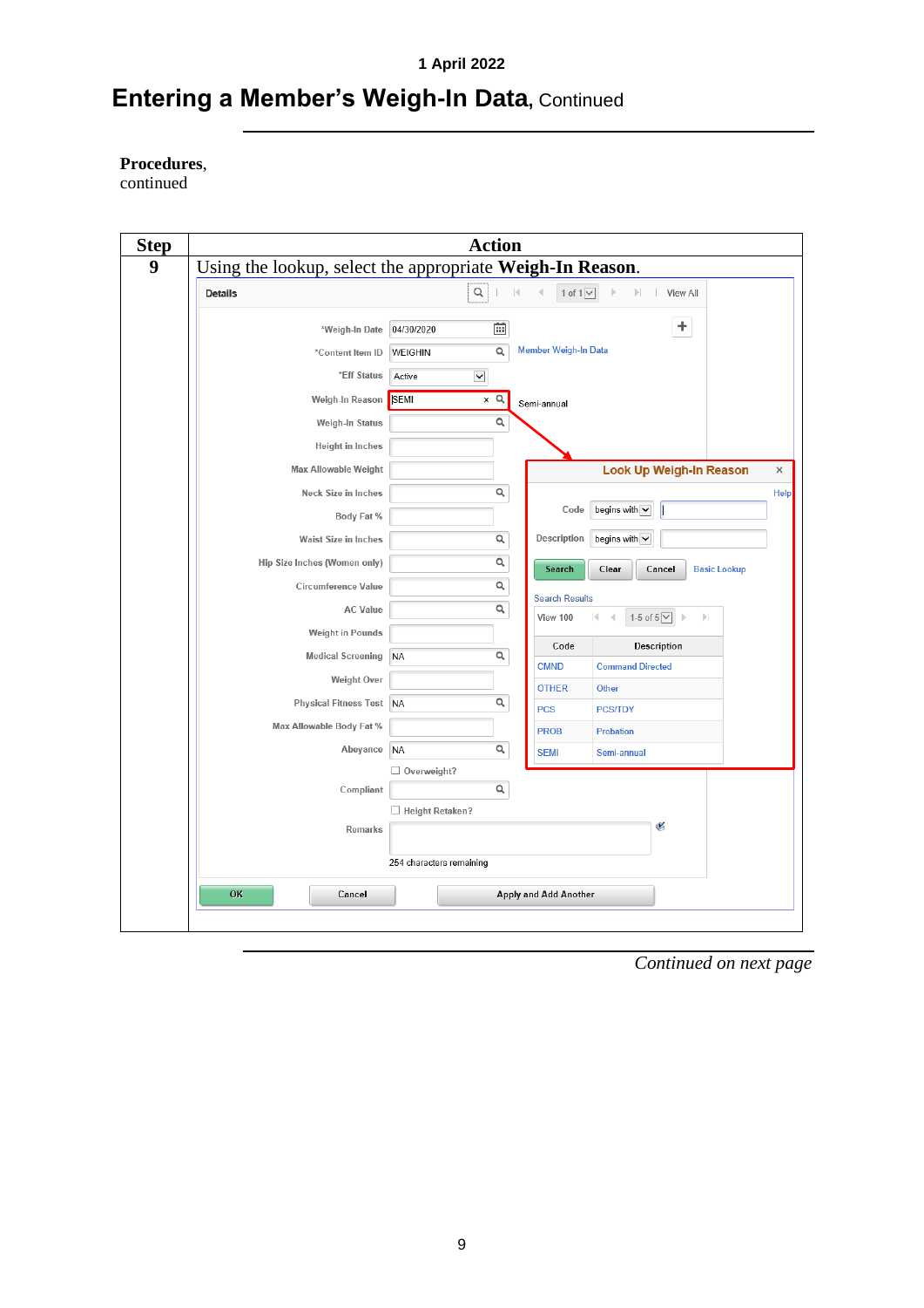# Entering a Member's Weigh-In Data, Continued

**Procedures**, continued

| Step | Action |
|---|---|
| 9 | Using the lookup, select the appropriate **Weigh-In Reason**. |

*Continued on next page*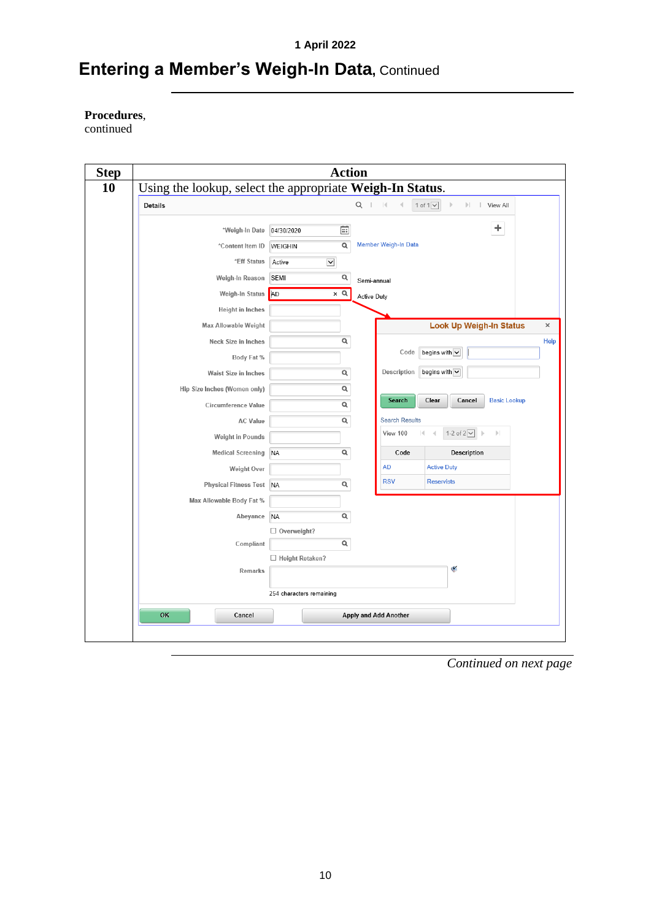# Entering a Member's Weigh-In Data, Continued

**Procedures**, continued

| Step | Action |
|---|---|
| 10 | Using the lookup, select the appropriate **Weigh-In Status**. |

*Continued on next page*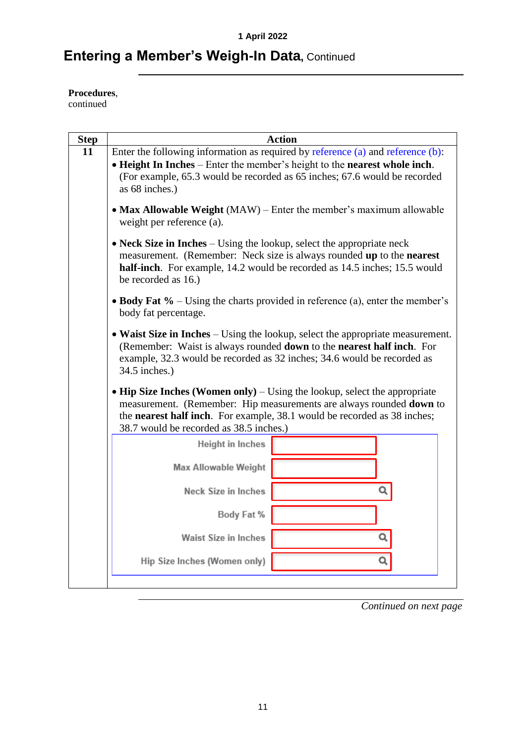# Entering a Member's Weigh-In Data, Continued

**Procedures**, continued

| Step | Action |
|---|---|
| **11** | Enter the following information as required by reference (a) and reference (b):<br>• **Height In Inches** – Enter the member's height to the **nearest whole inch**. (For example, 65.3 would be recorded as 65 inches; 67.6 would be recorded as 68 inches.)<br><br>• **Max Allowable Weight** (MAW) – Enter the member's maximum allowable weight per reference (a).<br><br>• **Neck Size in Inches** – Using the lookup, select the appropriate neck measurement. (Remember: Neck size is always rounded **up** to the **nearest half-inch**. For example, 14.2 would be recorded as 14.5 inches; 15.5 would be recorded as 16.)<br><br>• **Body Fat %** – Using the charts provided in reference (a), enter the member's body fat percentage.<br><br>• **Waist Size in Inches** – Using the lookup, select the appropriate measurement. (Remember: Waist is always rounded **down** to the **nearest half inch**. For example, 32.3 would be recorded as 32 inches; 34.6 would be recorded as 34.5 inches.)<br><br>• **Hip Size Inches (Women only)** – Using the lookup, select the appropriate measurement. (Remember: Hip measurements are always rounded **down** to the **nearest half inch**. For example, 38.1 would be recorded as 38 inches; 38.7 would be recorded as 38.5 inches.)<br><br>Height in Inches<br>Max Allowable Weight<br>Neck Size in Inches<br>Body Fat %<br>Waist Size in Inches<br>Hip Size Inches (Women only) |

*Continued on next page*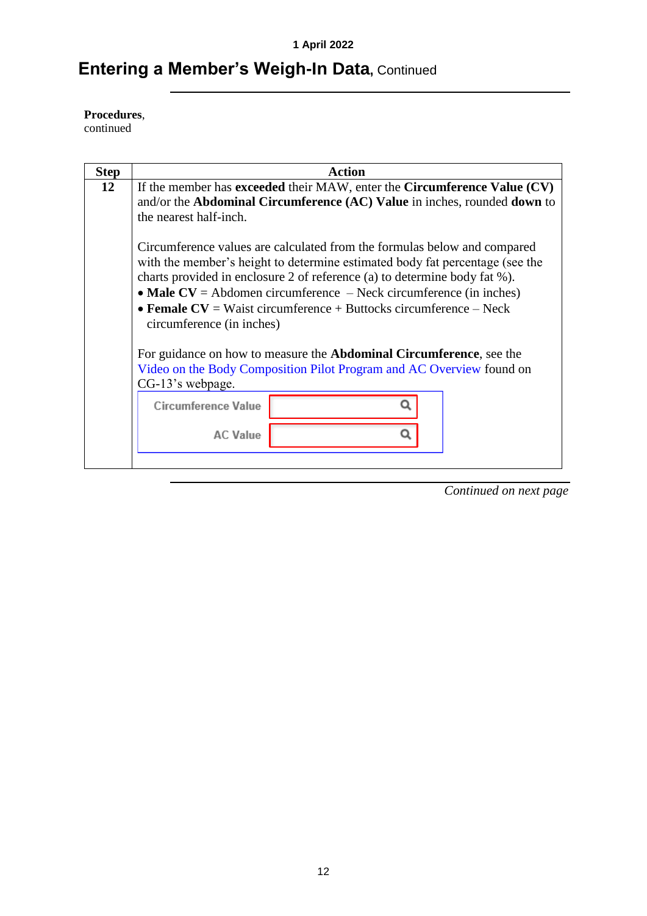# Entering a Member's Weigh-In Data, Continued

**Procedures**, continued

| Step | Action |
|---|---|
| **12** | If the member has **exceeded** their MAW, enter the **Circumference Value (CV)** and/or the **Abdominal Circumference (AC) Value** in inches, rounded **down** to the nearest half-inch.<br><br>Circumference values are calculated from the formulas below and compared with the member's height to determine estimated body fat percentage (see the charts provided in enclosure 2 of reference (a) to determine body fat %).<br>• **Male CV** = Abdomen circumference – Neck circumference (in inches)<br>• **Female CV** = Waist circumference + Buttocks circumference – Neck circumference (in inches)<br><br>For guidance on how to measure the **Abdominal Circumference**, see the Video on the Body Composition Pilot Program and AC Overview found on CG-13's webpage.<br><br>Circumference Value [ ]<br>AC Value [ ] |

*Continued on next page*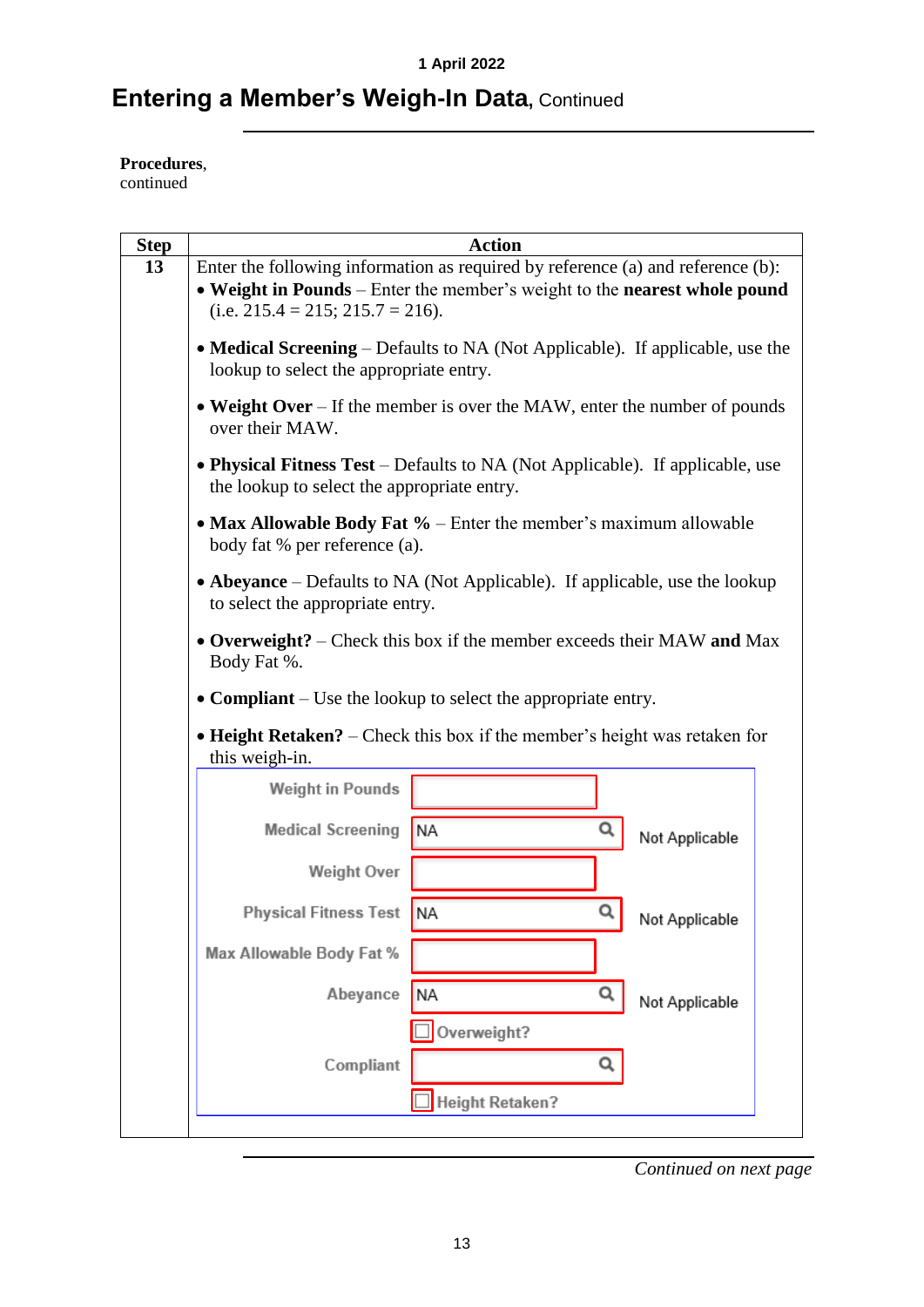## Entering a Member's Weigh-In Data, Continued

**Procedures**, continued

| Step | Action |
|---|---|
| **13** | Enter the following information as required by reference (a) and reference (b):<br>• **Weight in Pounds** – Enter the member's weight to the **nearest whole pound** (i.e. 215.4 = 215; 215.7 = 216).<br>• **Medical Screening** – Defaults to NA (Not Applicable). If applicable, use the lookup to select the appropriate entry.<br>• **Weight Over** – If the member is over the MAW, enter the number of pounds over their MAW.<br>• **Physical Fitness Test** – Defaults to NA (Not Applicable). If applicable, use the lookup to select the appropriate entry.<br>• **Max Allowable Body Fat %** – Enter the member's maximum allowable body fat % per reference (a).<br>• **Abeyance** – Defaults to NA (Not Applicable). If applicable, use the lookup to select the appropriate entry.<br>• **Overweight?** – Check this box if the member exceeds their MAW **and** Max Body Fat %.<br>• **Compliant** – Use the lookup to select the appropriate entry.<br>• **Height Retaken?** – Check this box if the member's height was retaken for this weigh-in.<br><br>Weight in Pounds [ ]<br>Medical Screening [NA] Not Applicable<br>Weight Over [ ]<br>Physical Fitness Test [NA] Not Applicable<br>Max Allowable Body Fat % [ ]<br>Abeyance [NA] Not Applicable<br>☐ Overweight?<br>Compliant [ ]<br>☐ Height Retaken? |

*Continued on next page*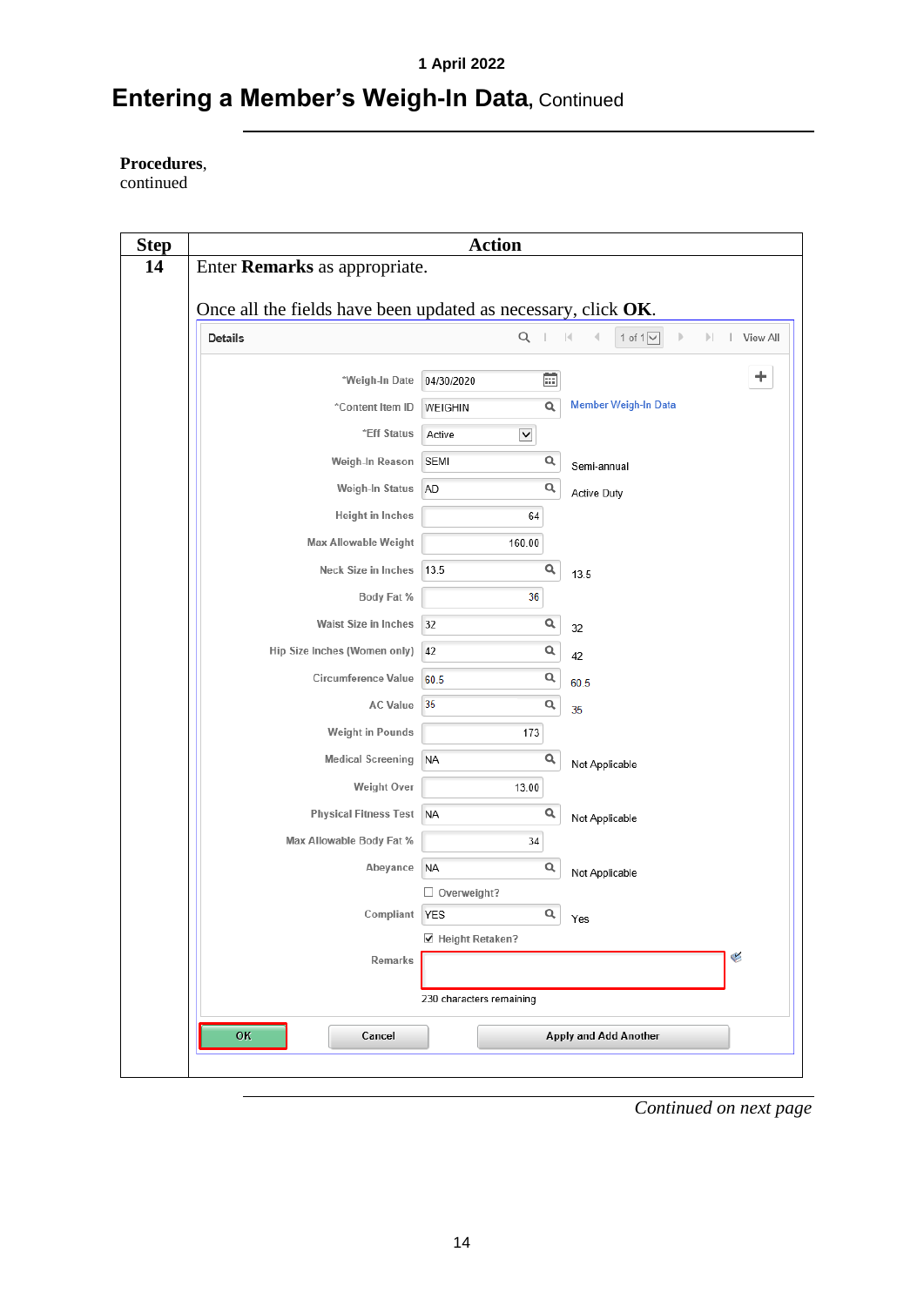# Entering a Member's Weigh-In Data, Continued

**Procedures**, continued

| Step | Action |
|---|---|
| 14 | Enter **Remarks** as appropriate.<br><br>Once all the fields have been updated as necessary, click **OK**. |

Details — 1 of 1 — View All

| Field | Value | Description |
|---|---|---|
| *Weigh-In Date | 04/30/2020 | |
| *Content Item ID | WEIGHIN | Member Weigh-In Data |
| *Eff Status | Active | |
| Weigh-In Reason | SEMI | Semi-annual |
| Weigh-In Status | AD | Active Duty |
| Height in Inches | 64 | |
| Max Allowable Weight | 160.00 | |
| Neck Size in Inches | 13.5 | 13.5 |
| Body Fat % | 36 | |
| Waist Size in Inches | 32 | 32 |
| Hip Size Inches (Women only) | 42 | 42 |
| Circumference Value | 60.5 | 60.5 |
| AC Value | 35 | 35 |
| Weight in Pounds | 173 | |
| Medical Screening | NA | Not Applicable |
| Weight Over | 13.00 | |
| Physical Fitness Test | NA | Not Applicable |
| Max Allowable Body Fat % | 34 | |
| Abeyance | NA | Not Applicable |
| ☐ Overweight? | | |
| Compliant | YES | Yes |
| ☑ Height Retaken? | | |
| Remarks | | |

230 characters remaining

OK | Cancel | Apply and Add Another

*Continued on next page*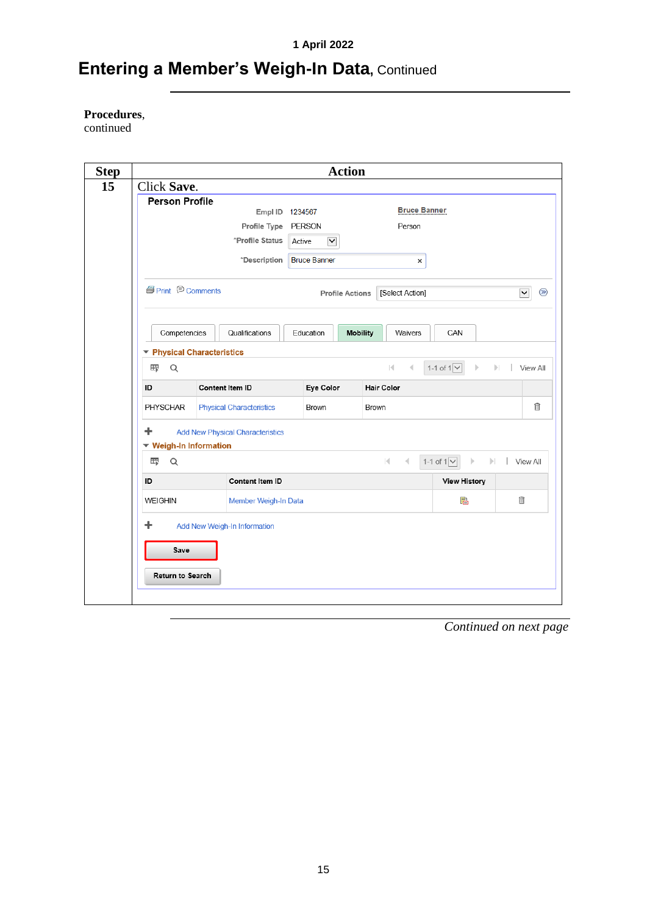# Entering a Member's Weigh-In Data, Continued

**Procedures**, continued

| Step | Action |
|---|---|
| 15 | Click **Save**. |

**Person Profile**

Empl ID 1234567 — Bruce Banner

Profile Type PERSON — Person

*Profile Status Active

*Description Bruce Banner

Print  Comments  Profile Actions [Select Action]

Competencies | Qualifications | Education | Mobility | Waivers | CAN

**Physical Characteristics**

1-1 of 1  View All

| ID | Content Item ID | Eye Color | Hair Color |
|---|---|---|---|
| PHYSCHAR | Physical Characteristics | Brown | Brown |

Add New Physical Characteristics

**Weigh-In Information**

1-1 of 1  View All

| ID | Content Item ID | View History |
|---|---|---|
| WEIGHIN | Member Weigh-In Data | |

Add New Weigh-In Information

Save

Return to Search

*Continued on next page*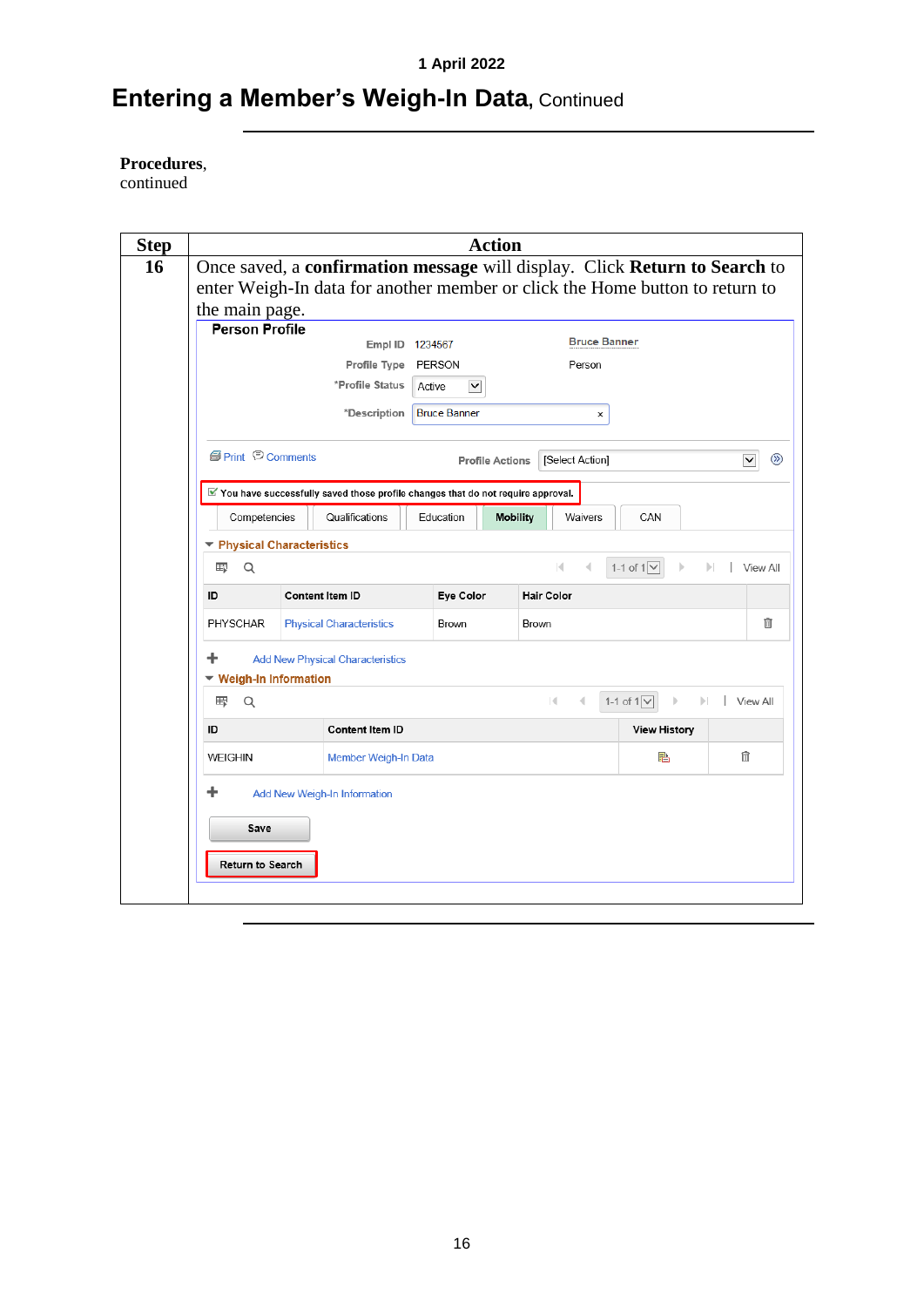# Entering a Member's Weigh-In Data, Continued

**Procedures**, continued

| Step | Action |
|---|---|
| 16 | Once saved, a **confirmation message** will display. Click **Return to Search** to enter Weigh-In data for another member or click the Home button to return to the main page. |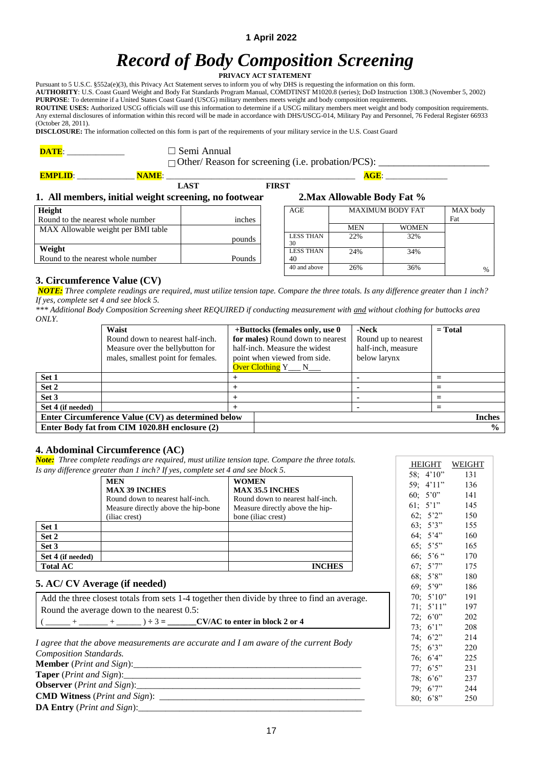1 April 2022

# *Record of Body Composition Screening*

**PRIVACY ACT STATEMENT**

Pursuant to 5 U.S.C. §552a(e)(3), this Privacy Act Statement serves to inform you of why DHS is requesting the information on this form.
**AUTHORITY**: U.S. Coast Guard Weight and Body Fat Standards Program Manual, COMDTINST M1020.8 (series); DoD Instruction 1308.3 (November 5, 2002)
**PURPOSE**: To determine if a United States Coast Guard (USCG) military members meets weight and body composition requirements.
**ROUTINE USES:** Authorized USCG officials will use this information to determine if a USCG military members meet weight and body composition requirements. Any external disclosures of information within this record will be made in accordance with DHS/USCG-014, Military Pay and Personnel, 76 Federal Register 66933 (October 28, 2011).
**DISCLOSURE:** The information collected on this form is part of the requirements of your military service in the U.S. Coast Guard

**DATE**: _____________ ☐ Semi Annual
☐ Other/ Reason for screening (i.e. probation/PCS): ______________________

**EMPLID**: _____________ **NAME**: ________________________________________ **AGE**: ______________
LAST FIRST

### 1. All members, initial weight screening, no footwear

| | |
|---|---|
| **Height**<br>Round to the nearest whole number | inches |
| MAX Allowable weight per BMI table | pounds |
| **Weight**<br>Round to the nearest whole number | Pounds |

### 2. Max Allowable Body Fat %

| AGE | MAXIMUM BODY FAT | | MAX body Fat |
|---|---|---|---|
| | MEN | WOMEN | |
| LESS THAN 30 | 22% | 32% | |
| LESS THAN 40 | 24% | 34% | |
| 40 and above | 26% | 36% | % |

### 3. Circumference Value (CV)

***NOTE:*** *Three complete readings are required, must utilize tension tape. Compare the three totals. Is any difference greater than 1 inch? If yes, complete set 4 and see block 5.*

*\*\*\* Additional Body Composition Screening sheet REQUIRED if conducting measurement with and without clothing for buttocks area ONLY.*

| | **Waist**<br>Round down to nearest half-inch. Measure over the bellybutton for males, smallest point for females. | **+Buttocks (females only, use 0 for males)** Round down to nearest half-inch. Measure the widest point when viewed from side.<br>Over Clothing Y___ N___ | **-Neck**<br>Round up to nearest half-inch, measure below larynx | **= Total** |
|---|---|---|---|---|
| **Set 1** | | + | - | = |
| **Set 2** | | + | - | = |
| **Set 3** | | + | - | = |
| **Set 4 (if needed)** | | + | - | = |
| **Enter Circumference Value (CV) as determined below** | | | | **Inches** |
| **Enter Body fat from CIM 1020.8H enclosure (2)** | | | | **%** |

### 4. Abdominal Circumference (AC)

***Note:*** *Three complete readings are required, must utilize tension tape. Compare the three totals. Is any difference greater than 1 inch? If yes, complete set 4 and see block 5.*

| | **MEN**<br>**MAX 39 INCHES**<br>Round down to nearest half-inch. Measure directly above the hip-bone (iliac crest) | **WOMEN**<br>**MAX 35.5 INCHES**<br>Round down to nearest half-inch. Measure directly above the hip-bone (iliac crest) |
|---|---|---|
| **Set 1** | | |
| **Set 2** | | |
| **Set 3** | | |
| **Set 4 (if needed)** | | |
| **Total AC** | | **INCHES** |

### 5. AC/ CV Average (if needed)

Add the three closest totals from sets 1-4 together then divide by three to find an average. Round the average down to the nearest 0.5:
( ______ + _______ + ______ ) ÷ 3 = _______**CV/AC to enter in block 2 or 4**

| HEIGHT | WEIGHT |
|---|---|
| 58; 4'10" | 131 |
| 59; 4'11" | 136 |
| 60; 5'0" | 141 |
| 61; 5'1" | 145 |
| 62; 5'2" | 150 |
| 63; 5'3" | 155 |
| 64; 5'4" | 160 |
| 65; 5'5" | 165 |
| 66; 5'6" | 170 |
| 67; 5'7" | 175 |
| 68; 5'8" | 180 |
| 69; 5'9" | 186 |
| 70; 5'10" | 191 |
| 71; 5'11" | 197 |
| 72; 6'0" | 202 |
| 73; 6'1" | 208 |
| 74; 6'2" | 214 |
| 75; 6'3" | 220 |
| 76; 6'4" | 225 |
| 77; 6'5" | 231 |
| 78; 6'6" | 237 |
| 79; 6'7" | 244 |
| 80; 6'8" | 250 |

*I agree that the above measurements are accurate and I am aware of the current Body Composition Standards.*

**Member** (*Print and Sign*):_______________________________________________
**Taper** (*Print and Sign*):_________________________________________________
**Observer** (*Print and Sign*):______________________________________________
**CMD Witness** (*Print and Sign*): ___________________________________________
**DA Entry** (*Print and Sign*):______________________________________________